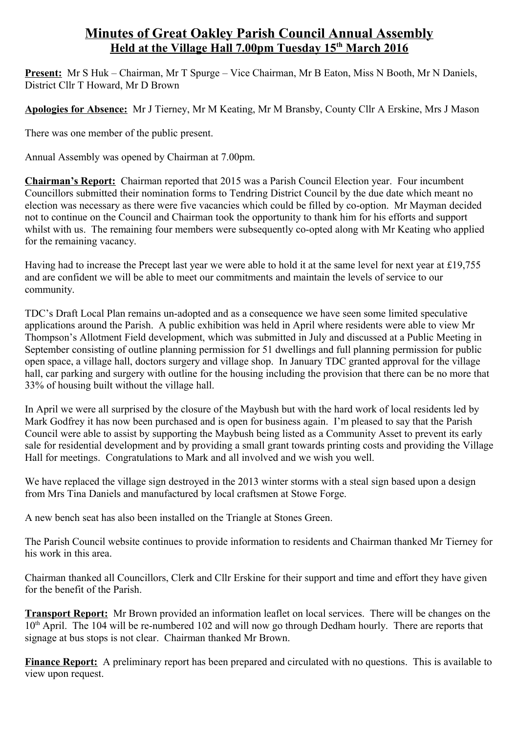# Minutes of Great Oakley Parish Council Annual Assembly
## Held at the Village Hall 7.00pm Tuesday 15th March 2016

**Present:** Mr S Huk – Chairman, Mr T Spurge – Vice Chairman, Mr B Eaton, Miss N Booth, Mr N Daniels, District Cllr T Howard, Mr D Brown

**Apologies for Absence:** Mr J Tierney, Mr M Keating, Mr M Bransby, County Cllr A Erskine, Mrs J Mason

There was one member of the public present.

Annual Assembly was opened by Chairman at 7.00pm.

**Chairman's Report:** Chairman reported that 2015 was a Parish Council Election year. Four incumbent Councillors submitted their nomination forms to Tendring District Council by the due date which meant no election was necessary as there were five vacancies which could be filled by co-option. Mr Mayman decided not to continue on the Council and Chairman took the opportunity to thank him for his efforts and support whilst with us. The remaining four members were subsequently co-opted along with Mr Keating who applied for the remaining vacancy.

Having had to increase the Precept last year we were able to hold it at the same level for next year at £19,755 and are confident we will be able to meet our commitments and maintain the levels of service to our community.

TDC's Draft Local Plan remains un-adopted and as a consequence we have seen some limited speculative applications around the Parish. A public exhibition was held in April where residents were able to view Mr Thompson's Allotment Field development, which was submitted in July and discussed at a Public Meeting in September consisting of outline planning permission for 51 dwellings and full planning permission for public open space, a village hall, doctors surgery and village shop. In January TDC granted approval for the village hall, car parking and surgery with outline for the housing including the provision that there can be no more that 33% of housing built without the village hall.

In April we were all surprised by the closure of the Maybush but with the hard work of local residents led by Mark Godfrey it has now been purchased and is open for business again. I'm pleased to say that the Parish Council were able to assist by supporting the Maybush being listed as a Community Asset to prevent its early sale for residential development and by providing a small grant towards printing costs and providing the Village Hall for meetings. Congratulations to Mark and all involved and we wish you well.

We have replaced the village sign destroyed in the 2013 winter storms with a steal sign based upon a design from Mrs Tina Daniels and manufactured by local craftsmen at Stowe Forge.

A new bench seat has also been installed on the Triangle at Stones Green.

The Parish Council website continues to provide information to residents and Chairman thanked Mr Tierney for his work in this area.

Chairman thanked all Councillors, Clerk and Cllr Erskine for their support and time and effort they have given for the benefit of the Parish.

**Transport Report:** Mr Brown provided an information leaflet on local services. There will be changes on the 10th April. The 104 will be re-numbered 102 and will now go through Dedham hourly. There are reports that signage at bus stops is not clear. Chairman thanked Mr Brown.

**Finance Report:** A preliminary report has been prepared and circulated with no questions. This is available to view upon request.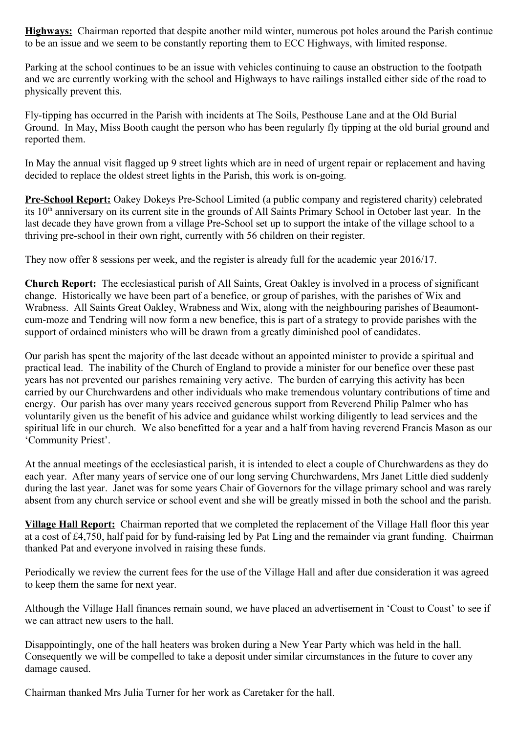**Highways:** Chairman reported that despite another mild winter, numerous pot holes around the Parish continue to be an issue and we seem to be constantly reporting them to ECC Highways, with limited response.

Parking at the school continues to be an issue with vehicles continuing to cause an obstruction to the footpath and we are currently working with the school and Highways to have railings installed either side of the road to physically prevent this.

Fly-tipping has occurred in the Parish with incidents at The Soils, Pesthouse Lane and at the Old Burial Ground. In May, Miss Booth caught the person who has been regularly fly tipping at the old burial ground and reported them.

In May the annual visit flagged up 9 street lights which are in need of urgent repair or replacement and having decided to replace the oldest street lights in the Parish, this work is on-going.

**Pre-School Report:** Oakey Dokeys Pre-School Limited (a public company and registered charity) celebrated its 10th anniversary on its current site in the grounds of All Saints Primary School in October last year. In the last decade they have grown from a village Pre-School set up to support the intake of the village school to a thriving pre-school in their own right, currently with 56 children on their register.

They now offer 8 sessions per week, and the register is already full for the academic year 2016/17.

**Church Report:** The ecclesiastical parish of All Saints, Great Oakley is involved in a process of significant change. Historically we have been part of a benefice, or group of parishes, with the parishes of Wix and Wrabness. All Saints Great Oakley, Wrabness and Wix, along with the neighbouring parishes of Beaumont-cum-moze and Tendring will now form a new benefice, this is part of a strategy to provide parishes with the support of ordained ministers who will be drawn from a greatly diminished pool of candidates.

Our parish has spent the majority of the last decade without an appointed minister to provide a spiritual and practical lead. The inability of the Church of England to provide a minister for our benefice over these past years has not prevented our parishes remaining very active. The burden of carrying this activity has been carried by our Churchwardens and other individuals who make tremendous voluntary contributions of time and energy. Our parish has over many years received generous support from Reverend Philip Palmer who has voluntarily given us the benefit of his advice and guidance whilst working diligently to lead services and the spiritual life in our church. We also benefitted for a year and a half from having reverend Francis Mason as our 'Community Priest'.

At the annual meetings of the ecclesiastical parish, it is intended to elect a couple of Churchwardens as they do each year. After many years of service one of our long serving Churchwardens, Mrs Janet Little died suddenly during the last year. Janet was for some years Chair of Governors for the village primary school and was rarely absent from any church service or school event and she will be greatly missed in both the school and the parish.

**Village Hall Report:** Chairman reported that we completed the replacement of the Village Hall floor this year at a cost of £4,750, half paid for by fund-raising led by Pat Ling and the remainder via grant funding. Chairman thanked Pat and everyone involved in raising these funds.

Periodically we review the current fees for the use of the Village Hall and after due consideration it was agreed to keep them the same for next year.

Although the Village Hall finances remain sound, we have placed an advertisement in 'Coast to Coast' to see if we can attract new users to the hall.

Disappointingly, one of the hall heaters was broken during a New Year Party which was held in the hall. Consequently we will be compelled to take a deposit under similar circumstances in the future to cover any damage caused.

Chairman thanked Mrs Julia Turner for her work as Caretaker for the hall.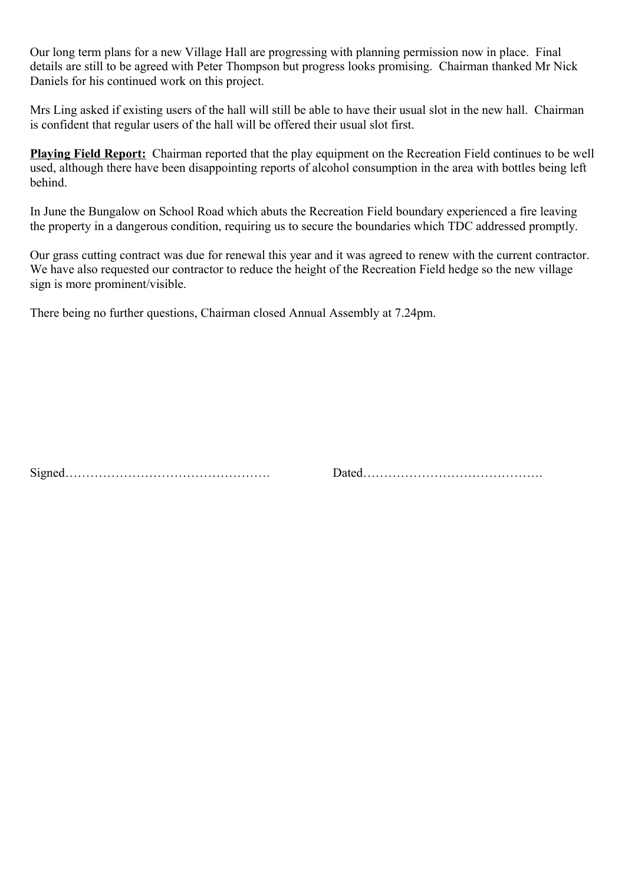Our long term plans for a new Village Hall are progressing with planning permission now in place. Final details are still to be agreed with Peter Thompson but progress looks promising. Chairman thanked Mr Nick Daniels for his continued work on this project.

Mrs Ling asked if existing users of the hall will still be able to have their usual slot in the new hall. Chairman is confident that regular users of the hall will be offered their usual slot first.

**Playing Field Report:** Chairman reported that the play equipment on the Recreation Field continues to be well used, although there have been disappointing reports of alcohol consumption in the area with bottles being left behind.

In June the Bungalow on School Road which abuts the Recreation Field boundary experienced a fire leaving the property in a dangerous condition, requiring us to secure the boundaries which TDC addressed promptly.

Our grass cutting contract was due for renewal this year and it was agreed to renew with the current contractor. We have also requested our contractor to reduce the height of the Recreation Field hedge so the new village sign is more prominent/visible.

There being no further questions, Chairman closed Annual Assembly at 7.24pm.

Signed…………………………………………. Dated…………………………………….